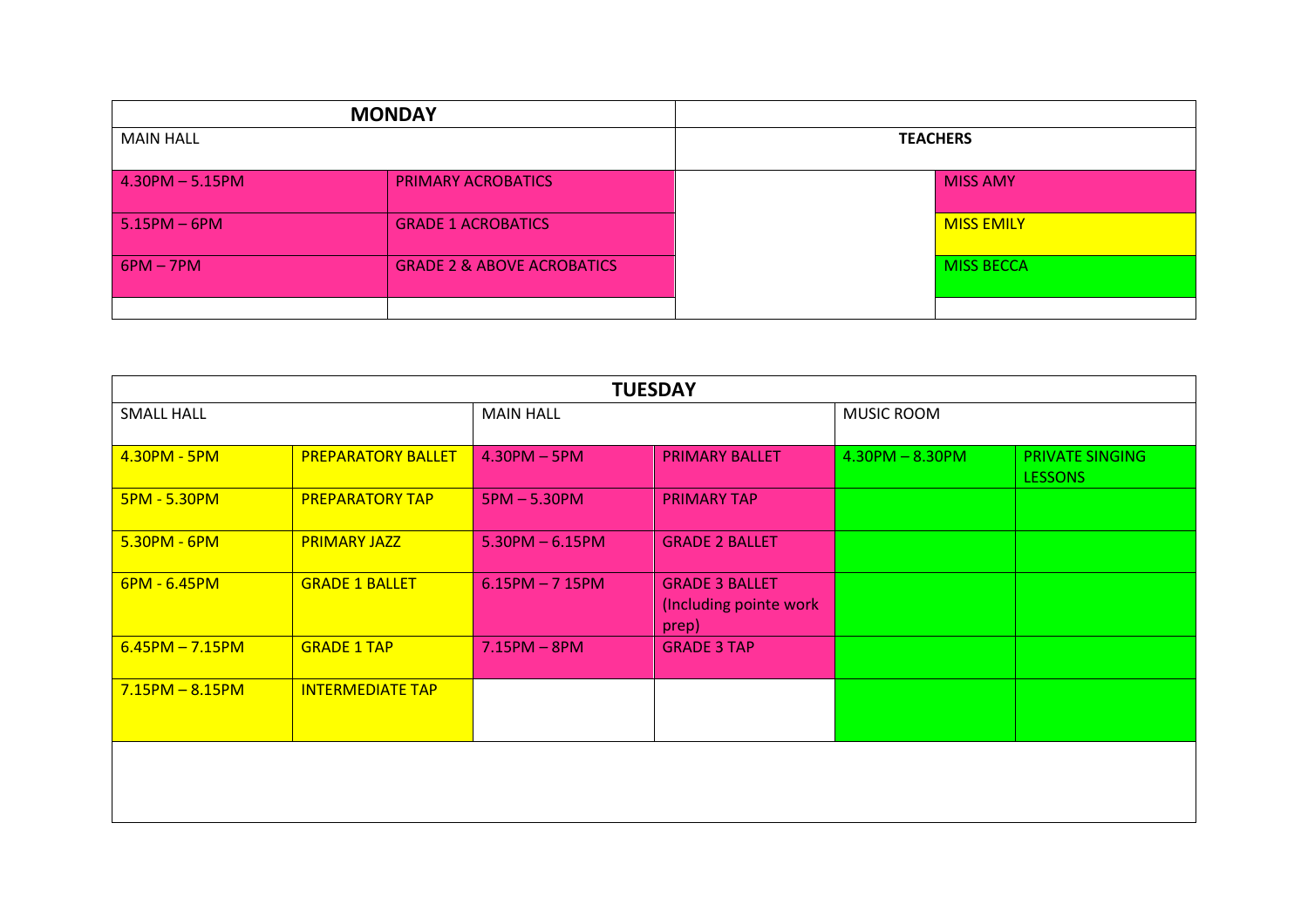| MONDAY | | | |
|---|---|---|---|
| MAIN HALL | | TEACHERS | |
| 4.30PM – 5.15PM | PRIMARY ACROBATICS | | MISS AMY |
| 5.15PM – 6PM | GRADE 1 ACROBATICS | | MISS EMILY |
| 6PM – 7PM | GRADE 2 & ABOVE ACROBATICS | | MISS BECCA |
| | | | |

| TUESDAY | | | | | |
|---|---|---|---|---|---|
| SMALL HALL | | MAIN HALL | | MUSIC ROOM | |
| 4.30PM - 5PM | PREPARATORY BALLET | 4.30PM – 5PM | PRIMARY BALLET | 4.30PM – 8.30PM | PRIVATE SINGING LESSONS |
| 5PM - 5.30PM | PREPARATORY TAP | 5PM – 5.30PM | PRIMARY TAP | | |
| 5.30PM - 6PM | PRIMARY JAZZ | 5.30PM – 6.15PM | GRADE 2 BALLET | | |
| 6PM - 6.45PM | GRADE 1 BALLET | 6.15PM – 7 15PM | GRADE 3 BALLET (Including pointe work prep) | | |
| 6.45PM – 7.15PM | GRADE 1 TAP | 7.15PM – 8PM | GRADE 3 TAP | | |
| 7.15PM – 8.15PM | INTERMEDIATE TAP | | | | |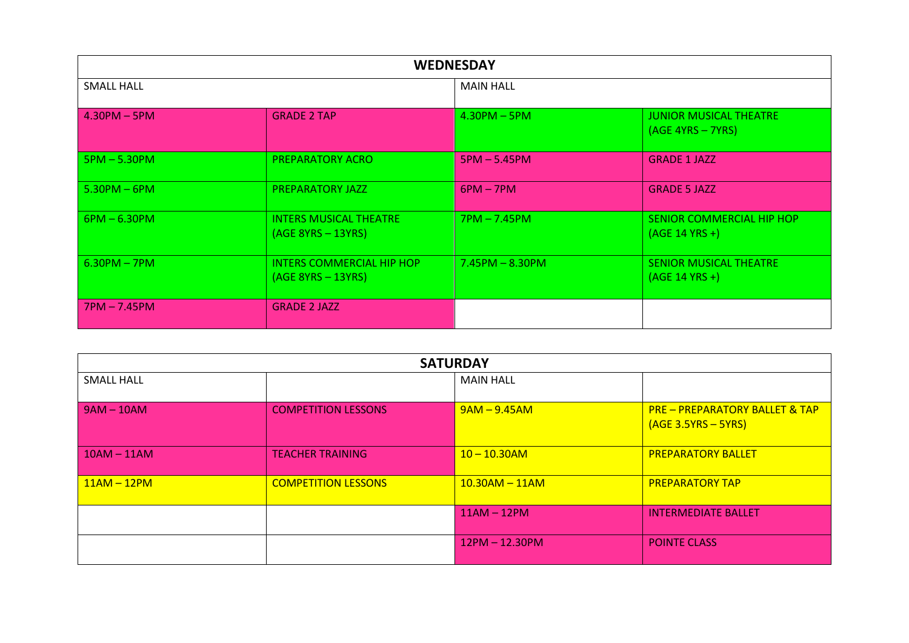| WEDNESDAY | | | |
|---|---|---|---|
| SMALL HALL | | MAIN HALL | |
| 4.30PM – 5PM | GRADE 2 TAP | 4.30PM – 5PM | JUNIOR MUSICAL THEATRE (AGE 4YRS – 7YRS) |
| 5PM – 5.30PM | PREPARATORY ACRO | 5PM – 5.45PM | GRADE 1 JAZZ |
| 5.30PM – 6PM | PREPARATORY JAZZ | 6PM – 7PM | GRADE 5 JAZZ |
| 6PM – 6.30PM | INTERS MUSICAL THEATRE (AGE 8YRS – 13YRS) | 7PM – 7.45PM | SENIOR COMMERCIAL HIP HOP (AGE 14 YRS +) |
| 6.30PM – 7PM | INTERS COMMERCIAL HIP HOP (AGE 8YRS – 13YRS) | 7.45PM – 8.30PM | SENIOR MUSICAL THEATRE (AGE 14 YRS +) |
| 7PM – 7.45PM | GRADE 2 JAZZ | | |

| SATURDAY | | | |
|---|---|---|---|
| SMALL HALL | | MAIN HALL | |
| 9AM – 10AM | COMPETITION LESSONS | 9AM – 9.45AM | PRE – PREPARATORY BALLET & TAP (AGE 3.5YRS – 5YRS) |
| 10AM – 11AM | TEACHER TRAINING | 10 – 10.30AM | PREPARATORY BALLET |
| 11AM – 12PM | COMPETITION LESSONS | 10.30AM – 11AM | PREPARATORY TAP |
| | | 11AM – 12PM | INTERMEDIATE BALLET |
| | | 12PM – 12.30PM | POINTE CLASS |